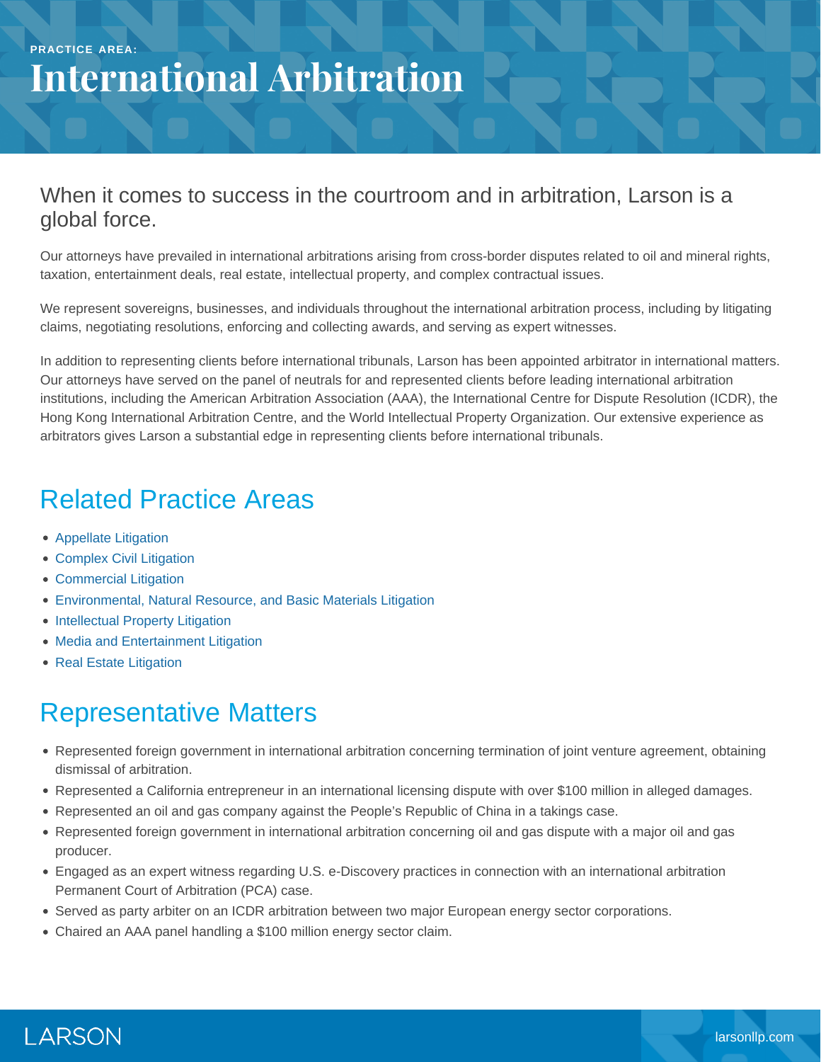PRACTICE AREA:

# International Arbitration

## When it comes to success in the courtroom and in arbitration, Larson is a global force.

Our attorneys have prevailed in international arbitrations arising from cross-border disputes related to oil and mineral rights, taxation, entertainment deals, real estate, intellectual property, and complex contractual issues.

We represent sovereigns, businesses, and individuals throughout the international arbitration process, including by litigating claims, negotiating resolutions, enforcing and collecting awards, and serving as expert witnesses.

In addition to representing clients before international tribunals, Larson has been appointed arbitrator in international matters. Our attorneys have served on the panel of neutrals for and represented clients before leading international arbitration institutions, including the American Arbitration Association (AAA), the International Centre for Dispute Resolution (ICDR), the Hong Kong International Arbitration Centre, and the World Intellectual Property Organization. Our extensive experience as arbitrators gives Larson a substantial edge in representing clients before international tribunals.

## Related Practice Areas

- Appellate Litigation
- Complex Civil Litigation
- Commercial Litigation
- Environmental, Natural Resource, and Basic Materials Litigation
- Intellectual Property Litigation
- Media and Entertainment Litigation
- Real Estate Litigation

## Representative Matters

- Represented foreign government in international arbitration concerning termination of joint venture agreement, obtaining dismissal of arbitration.
- Represented a California entrepreneur in an international licensing dispute with over $100 million in alleged damages.
- Represented an oil and gas company against the People's Republic of China in a takings case.
- Represented foreign government in international arbitration concerning oil and gas dispute with a major oil and gas producer.
- Engaged as an expert witness regarding U.S. e-Discovery practices in connection with an international arbitration Permanent Court of Arbitration (PCA) case.
- Served as party arbiter on an ICDR arbitration between two major European energy sector corporations.
- Chaired an AAA panel handling a $100 million energy sector claim.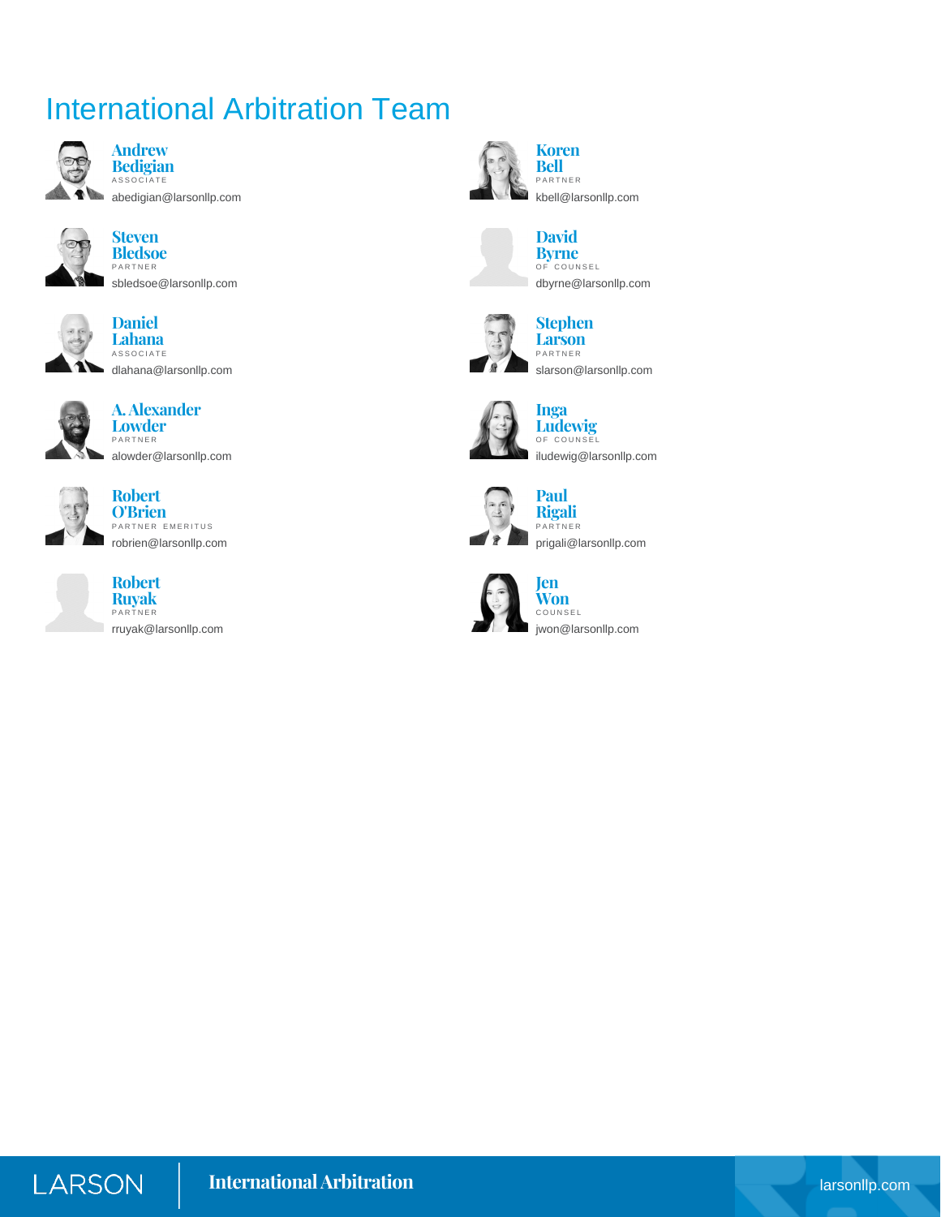# International Arbitration Team

**Andrew Bedigian**
ASSOCIATE
abedigian@larsonllp.com

**Steven Bledsoe**
PARTNER
sbledsoe@larsonllp.com

**Daniel Lahana**
ASSOCIATE
dlahana@larsonllp.com

**A. Alexander Lowder**
PARTNER
alowder@larsonllp.com

**Robert O'Brien**
PARTNER EMERITUS
robrien@larsonllp.com

**Robert Ruyak**
PARTNER
rruyak@larsonllp.com

**Koren Bell**
PARTNER
kbell@larsonllp.com

**David Byrne**
OF COUNSEL
dbyrne@larsonllp.com

**Stephen Larson**
PARTNER
slarson@larsonllp.com

**Inga Ludewig**
OF COUNSEL
iludewig@larsonllp.com

**Paul Rigali**
PARTNER
prigali@larsonllp.com

**Jen Won**
COUNSEL
jwon@larsonllp.com